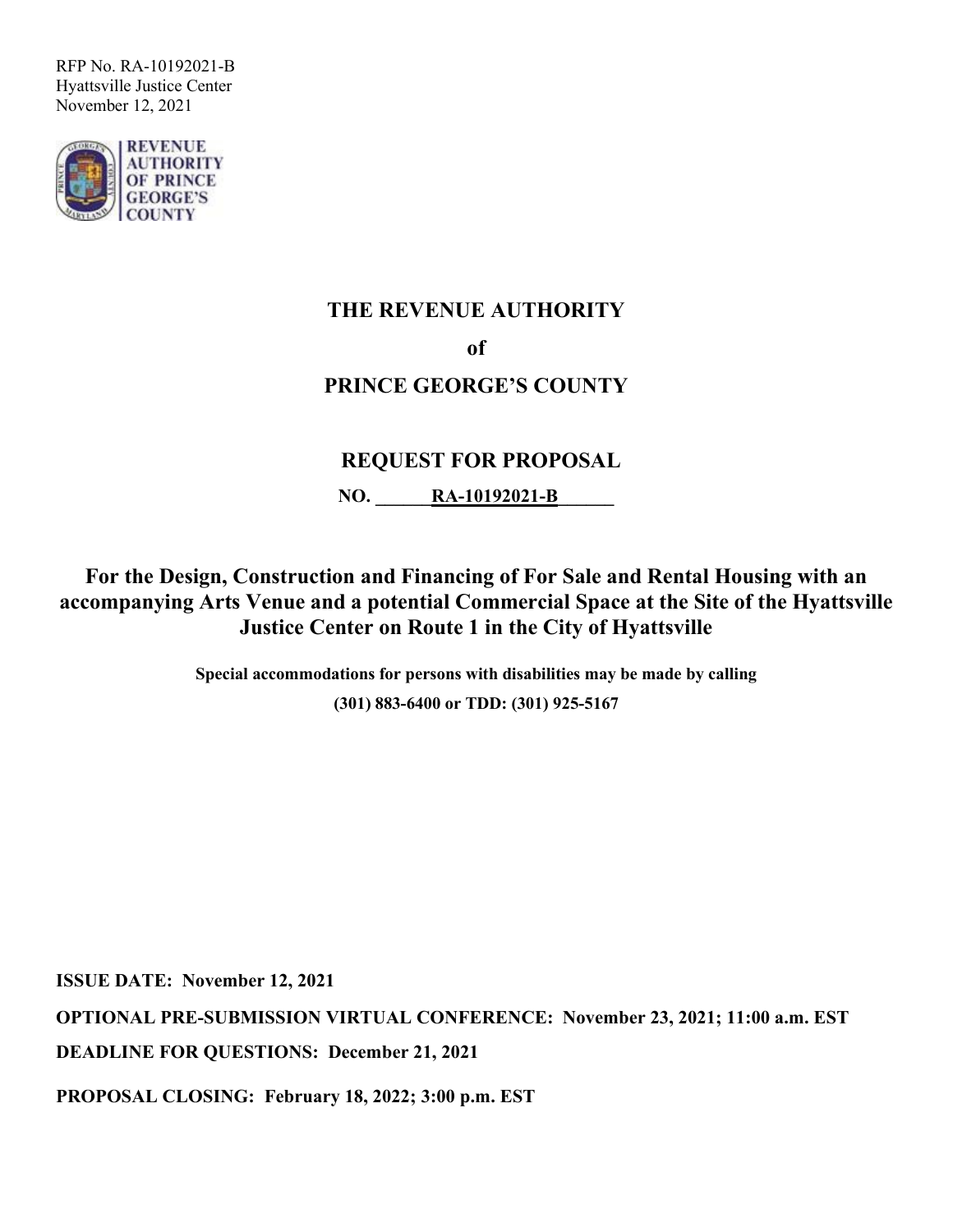RFP No. RA-10192021-B
Hyattsville Justice Center
November 12, 2021

REVENUE AUTHORITY OF PRINCE GEORGE'S COUNTY

# THE REVENUE AUTHORITY

# of

# PRINCE GEORGE'S COUNTY

## REQUEST FOR PROPOSAL

**NO. RA-10192021-B**

## For the Design, Construction and Financing of For Sale and Rental Housing with an accompanying Arts Venue and a potential Commercial Space at the Site of the Hyattsville Justice Center on Route 1 in the City of Hyattsville

**Special accommodations for persons with disabilities may be made by calling (301) 883-6400 or TDD: (301) 925-5167**

**ISSUE DATE: November 12, 2021**

**OPTIONAL PRE-SUBMISSION VIRTUAL CONFERENCE: November 23, 2021; 11:00 a.m. EST**

**DEADLINE FOR QUESTIONS: December 21, 2021**

**PROPOSAL CLOSING: February 18, 2022; 3:00 p.m. EST**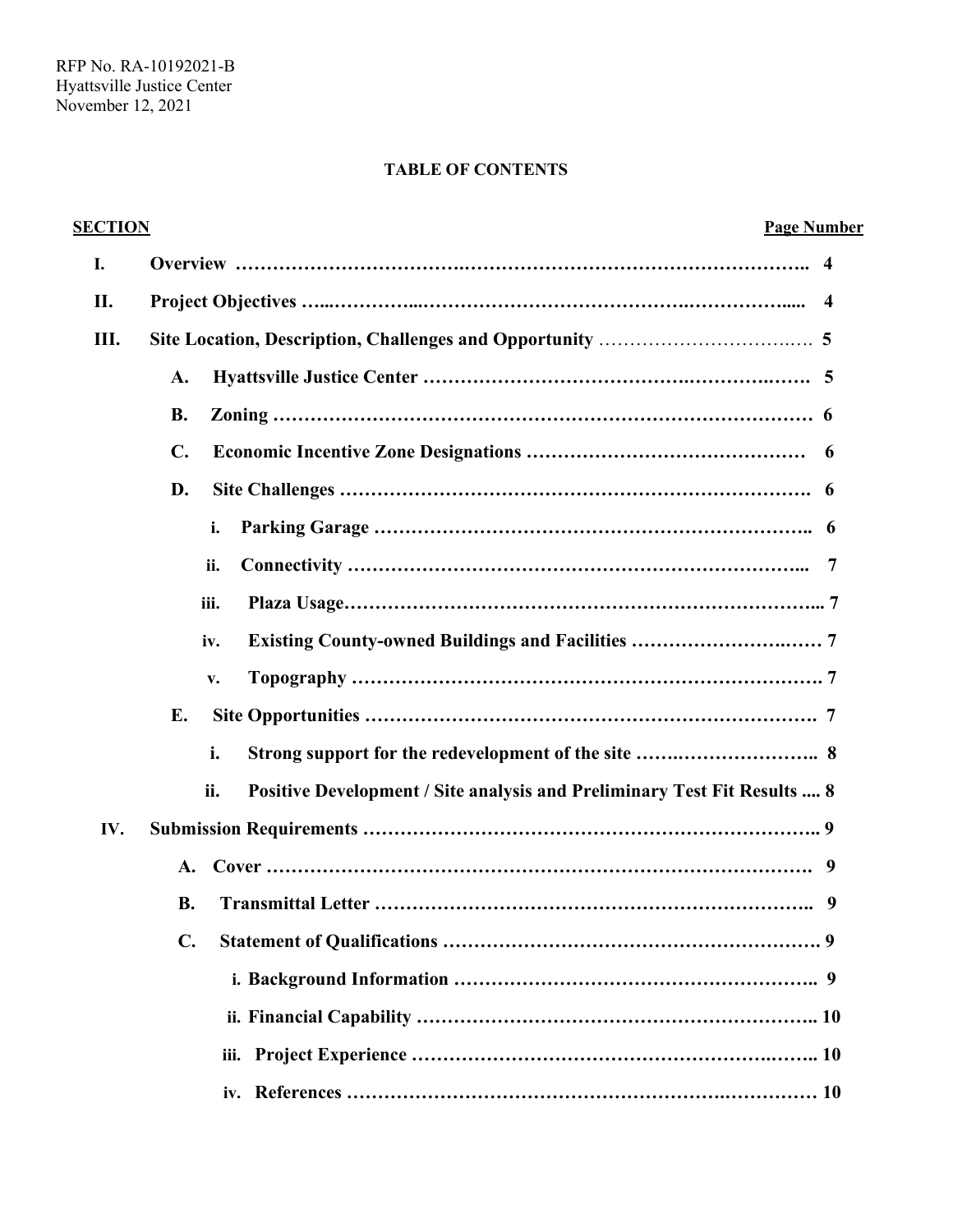RFP No. RA-10192021-B
Hyattsville Justice Center
November 12, 2021

**TABLE OF CONTENTS**

| SECTION | | Page Number |
|---|---|---|
| **I.** | **Overview** | **4** |
| **II.** | **Project Objectives** | **4** |
| **III.** | **Site Location, Description, Challenges and Opportunity** | **5** |
| | **A. Hyattsville Justice Center** | **5** |
| | **B. Zoning** | **6** |
| | **C. Economic Incentive Zone Designations** | **6** |
| | **D. Site Challenges** | **6** |
| | **i. Parking Garage** | **6** |
| | **ii. Connectivity** | **7** |
| | **iii. Plaza Usage** | **7** |
| | **iv. Existing County-owned Buildings and Facilities** | **7** |
| | **v. Topography** | **7** |
| | **E. Site Opportunities** | **7** |
| | **i. Strong support for the redevelopment of the site** | **8** |
| | **ii. Positive Development / Site analysis and Preliminary Test Fit Results** | **8** |
| **IV.** | **Submission Requirements** | **9** |
| | **A. Cover** | **9** |
| | **B. Transmittal Letter** | **9** |
| | **C. Statement of Qualifications** | **9** |
| | **i. Background Information** | **9** |
| | **ii. Financial Capability** | **10** |
| | **iii. Project Experience** | **10** |
| | **iv. References** | **10** |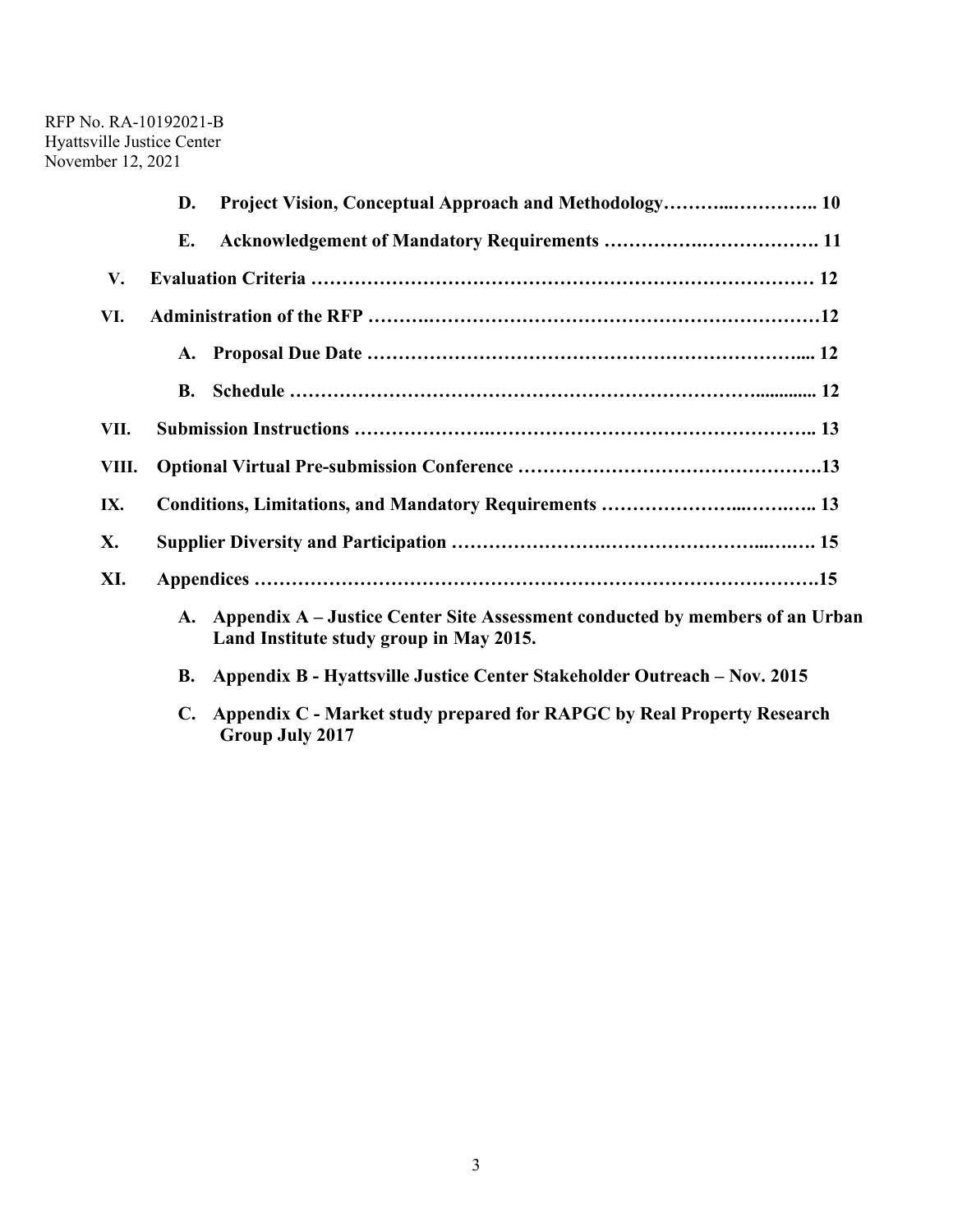- **D. Project Vision, Conceptual Approach and Methodology………..………….. 10**
- **E. Acknowledgement of Mandatory Requirements …………….……………. 11**

**V. Evaluation Criteria ……………………………………………………………………… 12**

**VI. Administration of the RFP ……….…………………………………………………12**

- **A. Proposal Due Date …………………………………………………………... 12**
- **B. Schedule ……………………………………………………………….............. 12**

**VII. Submission Instructions …………………..……………………………………….. 13**

**VIII. Optional Virtual Pre-submission Conference ………………………………………….13**

**IX. Conditions, Limitations, and Mandatory Requirements ………………...……….. 13**

**X. Supplier Diversity and Participation ……………………….………………...….…. 15**

**XI. Appendices …………………………………………………………………………….15**

- **A. Appendix A – Justice Center Site Assessment conducted by members of an Urban Land Institute study group in May 2015.**
- **B. Appendix B - Hyattsville Justice Center Stakeholder Outreach – Nov. 2015**
- **C. Appendix C - Market study prepared for RAPGC by Real Property Research Group July 2017**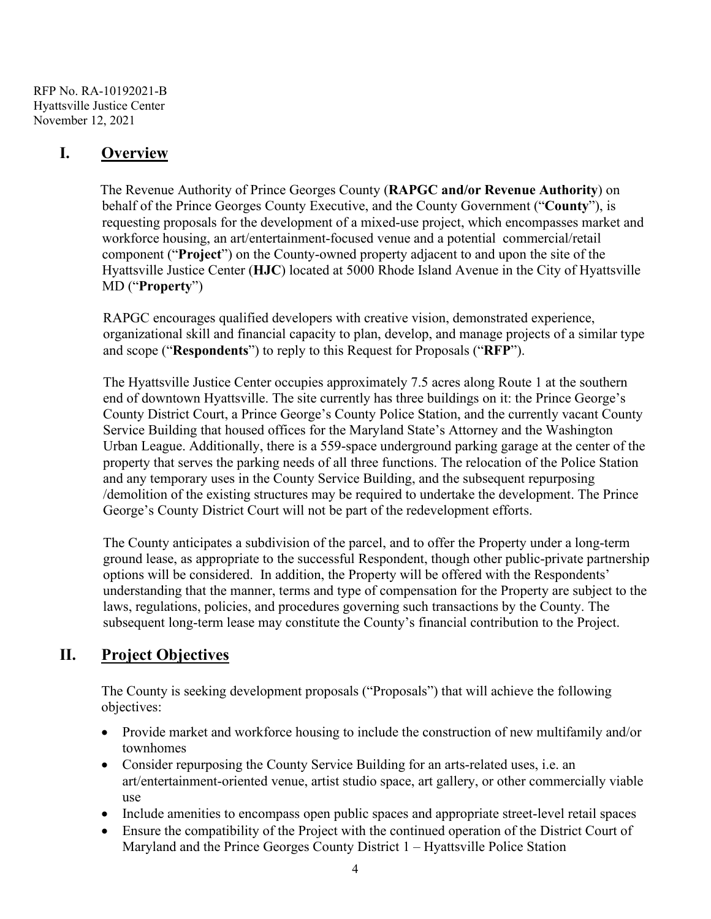RFP No. RA-10192021-B
Hyattsville Justice Center
November 12, 2021

# I. Overview

The Revenue Authority of Prince Georges County (**RAPGC and/or Revenue Authority**) on behalf of the Prince Georges County Executive, and the County Government ("**County**"), is requesting proposals for the development of a mixed-use project, which encompasses market and workforce housing, an art/entertainment-focused venue and a potential commercial/retail component ("**Project**") on the County-owned property adjacent to and upon the site of the Hyattsville Justice Center (**HJC**) located at 5000 Rhode Island Avenue in the City of Hyattsville MD ("**Property**")

RAPGC encourages qualified developers with creative vision, demonstrated experience, organizational skill and financial capacity to plan, develop, and manage projects of a similar type and scope ("**Respondents**") to reply to this Request for Proposals ("**RFP**").

The Hyattsville Justice Center occupies approximately 7.5 acres along Route 1 at the southern end of downtown Hyattsville. The site currently has three buildings on it: the Prince George's County District Court, a Prince George's County Police Station, and the currently vacant County Service Building that housed offices for the Maryland State's Attorney and the Washington Urban League. Additionally, there is a 559-space underground parking garage at the center of the property that serves the parking needs of all three functions. The relocation of the Police Station and any temporary uses in the County Service Building, and the subsequent repurposing /demolition of the existing structures may be required to undertake the development. The Prince George's County District Court will not be part of the redevelopment efforts.

The County anticipates a subdivision of the parcel, and to offer the Property under a long-term ground lease, as appropriate to the successful Respondent, though other public-private partnership options will be considered. In addition, the Property will be offered with the Respondents' understanding that the manner, terms and type of compensation for the Property are subject to the laws, regulations, policies, and procedures governing such transactions by the County. The subsequent long-term lease may constitute the County's financial contribution to the Project.

# II. Project Objectives

The County is seeking development proposals ("Proposals") that will achieve the following objectives:

- Provide market and workforce housing to include the construction of new multifamily and/or townhomes
- Consider repurposing the County Service Building for an arts-related uses, i.e. an art/entertainment-oriented venue, artist studio space, art gallery, or other commercially viable use
- Include amenities to encompass open public spaces and appropriate street-level retail spaces
- Ensure the compatibility of the Project with the continued operation of the District Court of Maryland and the Prince Georges County District 1 – Hyattsville Police Station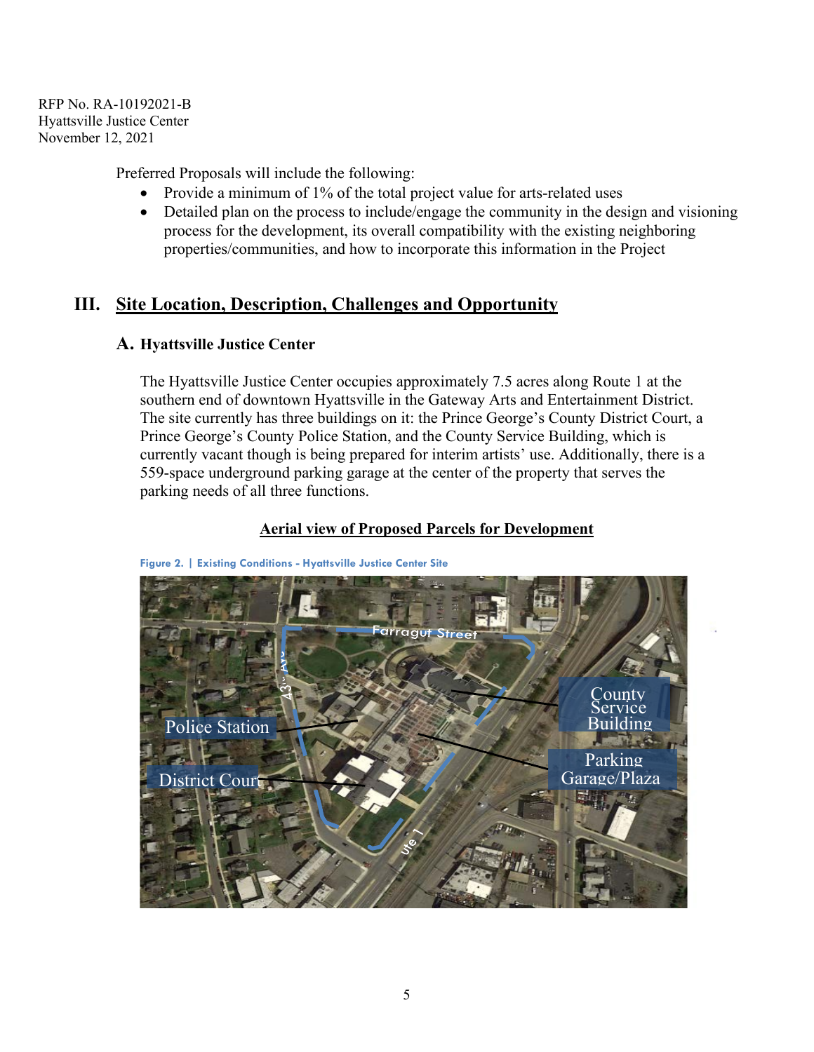Preferred Proposals will include the following:

- Provide a minimum of 1% of the total project value for arts-related uses
- Detailed plan on the process to include/engage the community in the design and visioning process for the development, its overall compatibility with the existing neighboring properties/communities, and how to incorporate this information in the Project

## III. Site Location, Description, Challenges and Opportunity

### A. Hyattsville Justice Center

The Hyattsville Justice Center occupies approximately 7.5 acres along Route 1 at the southern end of downtown Hyattsville in the Gateway Arts and Entertainment District. The site currently has three buildings on it: the Prince George's County District Court, a Prince George's County Police Station, and the County Service Building, which is currently vacant though is being prepared for interim artists' use. Additionally, there is a 559-space underground parking garage at the center of the property that serves the parking needs of all three functions.

**Aerial view of Proposed Parcels for Development**

Figure 2. | Existing Conditions - Hyattsville Justice Center Site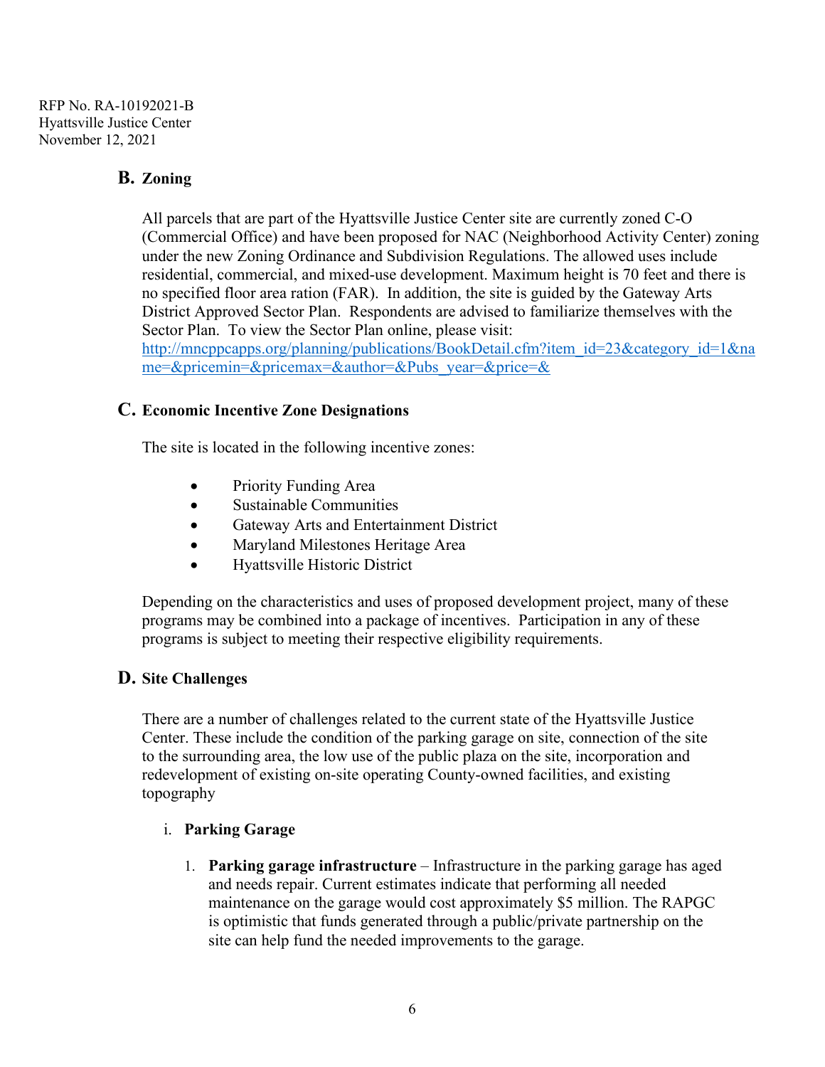## B. Zoning

All parcels that are part of the Hyattsville Justice Center site are currently zoned C-O (Commercial Office) and have been proposed for NAC (Neighborhood Activity Center) zoning under the new Zoning Ordinance and Subdivision Regulations. The allowed uses include residential, commercial, and mixed-use development. Maximum height is 70 feet and there is no specified floor area ration (FAR). In addition, the site is guided by the Gateway Arts District Approved Sector Plan. Respondents are advised to familiarize themselves with the Sector Plan. To view the Sector Plan online, please visit: http://mncppcapps.org/planning/publications/BookDetail.cfm?item_id=23&category_id=1&name=&pricemin=&pricemax=&author=&Pubs_year=&price=&

## C. Economic Incentive Zone Designations

The site is located in the following incentive zones:

- Priority Funding Area
- Sustainable Communities
- Gateway Arts and Entertainment District
- Maryland Milestones Heritage Area
- Hyattsville Historic District

Depending on the characteristics and uses of proposed development project, many of these programs may be combined into a package of incentives. Participation in any of these programs is subject to meeting their respective eligibility requirements.

## D. Site Challenges

There are a number of challenges related to the current state of the Hyattsville Justice Center. These include the condition of the parking garage on site, connection of the site to the surrounding area, the low use of the public plaza on the site, incorporation and redevelopment of existing on-site operating County-owned facilities, and existing topography

### i. Parking Garage

1. **Parking garage infrastructure** – Infrastructure in the parking garage has aged and needs repair. Current estimates indicate that performing all needed maintenance on the garage would cost approximately $5 million. The RAPGC is optimistic that funds generated through a public/private partnership on the site can help fund the needed improvements to the garage.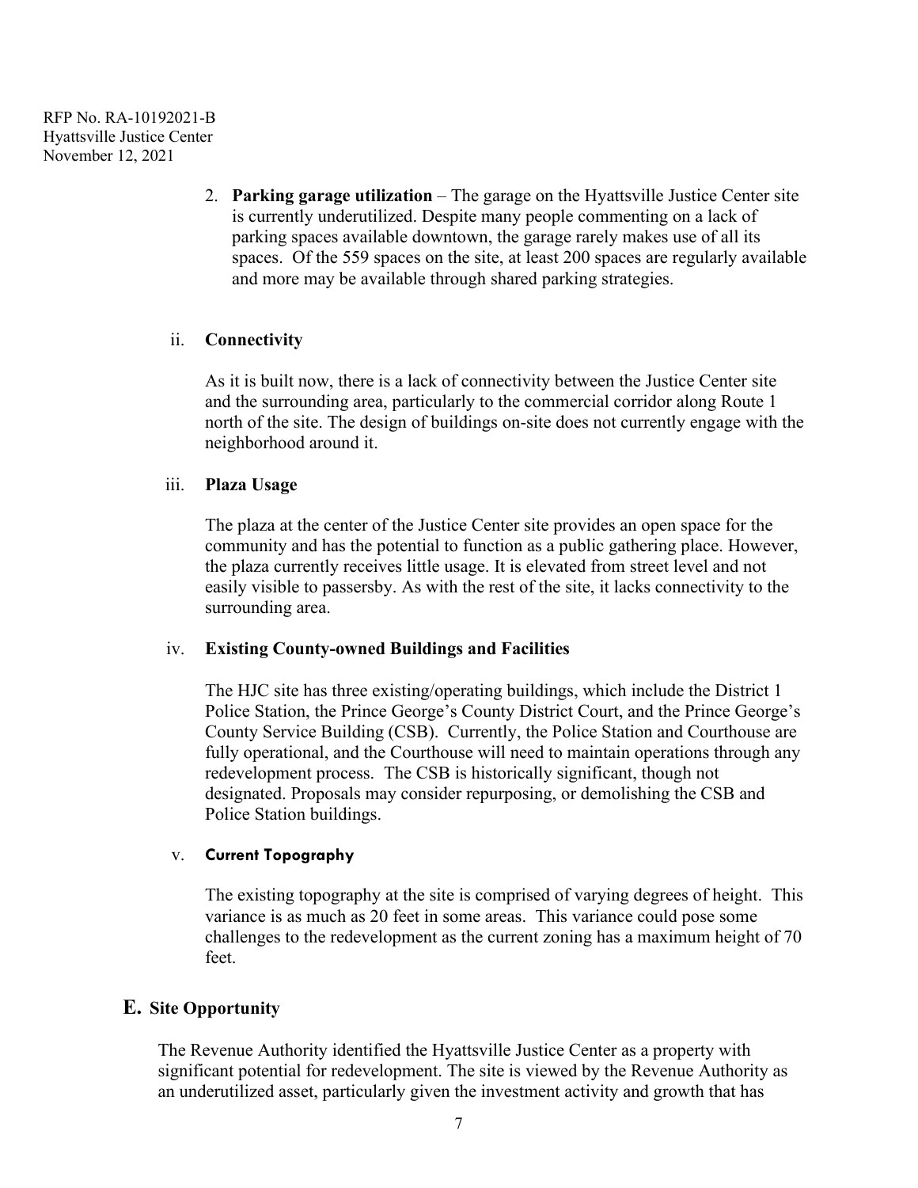2. **Parking garage utilization** – The garage on the Hyattsville Justice Center site is currently underutilized. Despite many people commenting on a lack of parking spaces available downtown, the garage rarely makes use of all its spaces. Of the 559 spaces on the site, at least 200 spaces are regularly available and more may be available through shared parking strategies.

ii. **Connectivity**

As it is built now, there is a lack of connectivity between the Justice Center site and the surrounding area, particularly to the commercial corridor along Route 1 north of the site. The design of buildings on-site does not currently engage with the neighborhood around it.

iii. **Plaza Usage**

The plaza at the center of the Justice Center site provides an open space for the community and has the potential to function as a public gathering place. However, the plaza currently receives little usage. It is elevated from street level and not easily visible to passersby. As with the rest of the site, it lacks connectivity to the surrounding area.

iv. **Existing County-owned Buildings and Facilities**

The HJC site has three existing/operating buildings, which include the District 1 Police Station, the Prince George's County District Court, and the Prince George's County Service Building (CSB). Currently, the Police Station and Courthouse are fully operational, and the Courthouse will need to maintain operations through any redevelopment process. The CSB is historically significant, though not designated. Proposals may consider repurposing, or demolishing the CSB and Police Station buildings.

v. **Current Topography**

The existing topography at the site is comprised of varying degrees of height. This variance is as much as 20 feet in some areas. This variance could pose some challenges to the redevelopment as the current zoning has a maximum height of 70 feet.

## E. Site Opportunity

The Revenue Authority identified the Hyattsville Justice Center as a property with significant potential for redevelopment. The site is viewed by the Revenue Authority as an underutilized asset, particularly given the investment activity and growth that has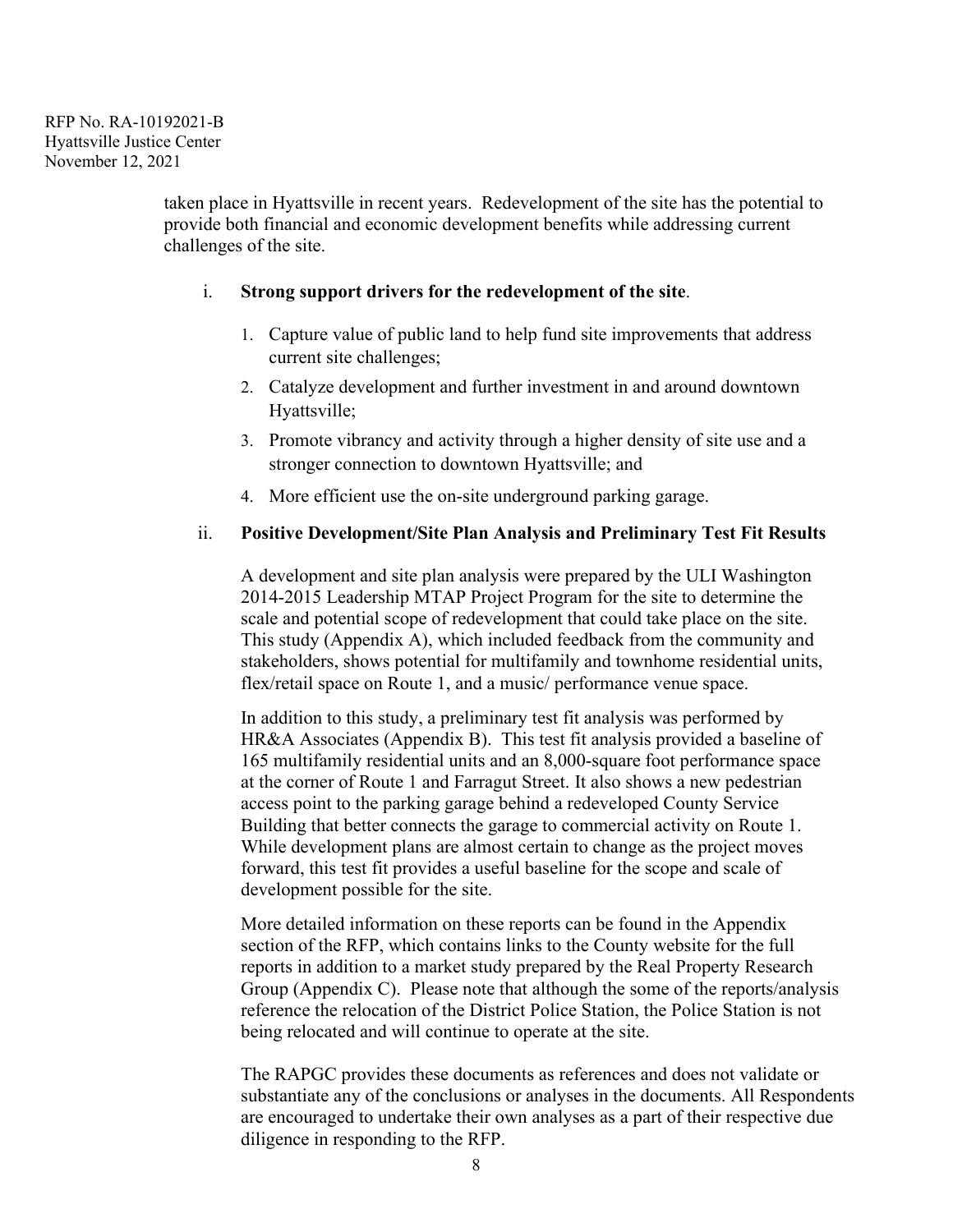taken place in Hyattsville in recent years. Redevelopment of the site has the potential to provide both financial and economic development benefits while addressing current challenges of the site.

i. **Strong support drivers for the redevelopment of the site**.

1. Capture value of public land to help fund site improvements that address current site challenges;
2. Catalyze development and further investment in and around downtown Hyattsville;
3. Promote vibrancy and activity through a higher density of site use and a stronger connection to downtown Hyattsville; and
4. More efficient use the on-site underground parking garage.

ii. **Positive Development/Site Plan Analysis and Preliminary Test Fit Results**

A development and site plan analysis were prepared by the ULI Washington 2014-2015 Leadership MTAP Project Program for the site to determine the scale and potential scope of redevelopment that could take place on the site. This study (Appendix A), which included feedback from the community and stakeholders, shows potential for multifamily and townhome residential units, flex/retail space on Route 1, and a music/ performance venue space.

In addition to this study, a preliminary test fit analysis was performed by HR&A Associates (Appendix B). This test fit analysis provided a baseline of 165 multifamily residential units and an 8,000-square foot performance space at the corner of Route 1 and Farragut Street. It also shows a new pedestrian access point to the parking garage behind a redeveloped County Service Building that better connects the garage to commercial activity on Route 1. While development plans are almost certain to change as the project moves forward, this test fit provides a useful baseline for the scope and scale of development possible for the site.

More detailed information on these reports can be found in the Appendix section of the RFP, which contains links to the County website for the full reports in addition to a market study prepared by the Real Property Research Group (Appendix C). Please note that although the some of the reports/analysis reference the relocation of the District Police Station, the Police Station is not being relocated and will continue to operate at the site.

The RAPGC provides these documents as references and does not validate or substantiate any of the conclusions or analyses in the documents. All Respondents are encouraged to undertake their own analyses as a part of their respective due diligence in responding to the RFP.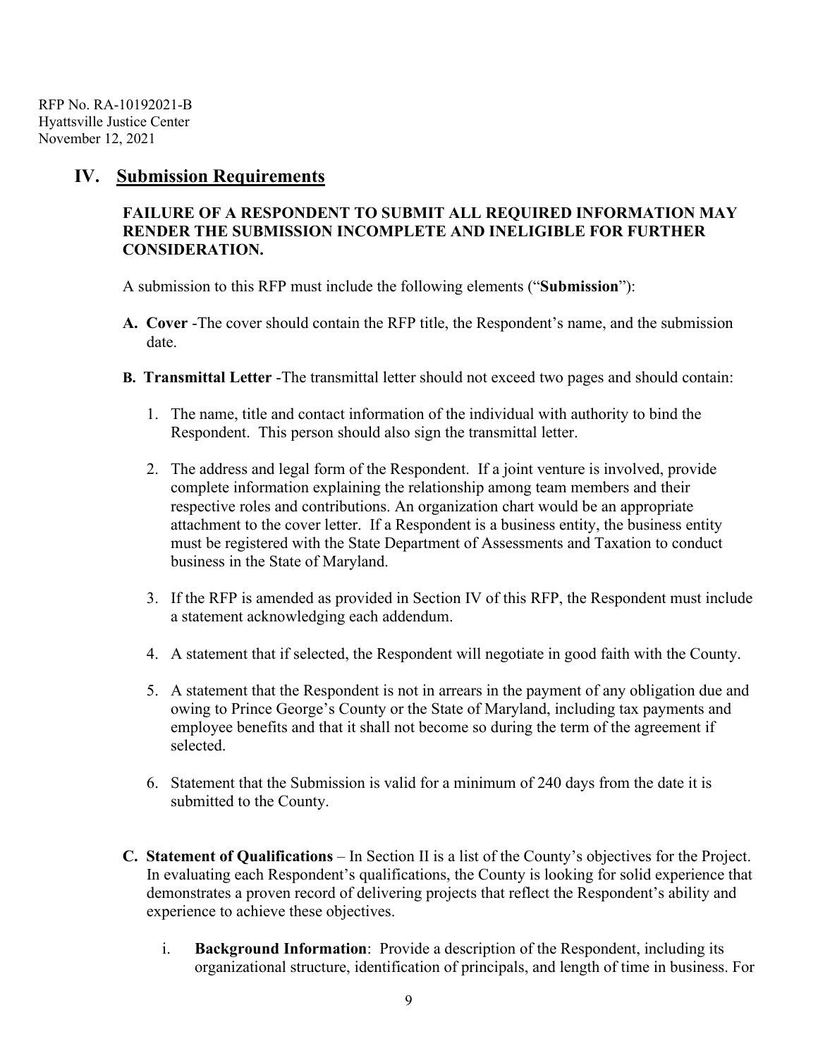## IV. Submission Requirements

**FAILURE OF A RESPONDENT TO SUBMIT ALL REQUIRED INFORMATION MAY RENDER THE SUBMISSION INCOMPLETE AND INELIGIBLE FOR FURTHER CONSIDERATION.**

A submission to this RFP must include the following elements ("**Submission**"):

**A. Cover** -The cover should contain the RFP title, the Respondent's name, and the submission date.

**B. Transmittal Letter** -The transmittal letter should not exceed two pages and should contain:

1. The name, title and contact information of the individual with authority to bind the Respondent. This person should also sign the transmittal letter.
2. The address and legal form of the Respondent. If a joint venture is involved, provide complete information explaining the relationship among team members and their respective roles and contributions. An organization chart would be an appropriate attachment to the cover letter. If a Respondent is a business entity, the business entity must be registered with the State Department of Assessments and Taxation to conduct business in the State of Maryland.
3. If the RFP is amended as provided in Section IV of this RFP, the Respondent must include a statement acknowledging each addendum.
4. A statement that if selected, the Respondent will negotiate in good faith with the County.
5. A statement that the Respondent is not in arrears in the payment of any obligation due and owing to Prince George's County or the State of Maryland, including tax payments and employee benefits and that it shall not become so during the term of the agreement if selected.
6. Statement that the Submission is valid for a minimum of 240 days from the date it is submitted to the County.

**C. Statement of Qualifications** – In Section II is a list of the County's objectives for the Project. In evaluating each Respondent's qualifications, the County is looking for solid experience that demonstrates a proven record of delivering projects that reflect the Respondent's ability and experience to achieve these objectives.

i. **Background Information**: Provide a description of the Respondent, including its organizational structure, identification of principals, and length of time in business. For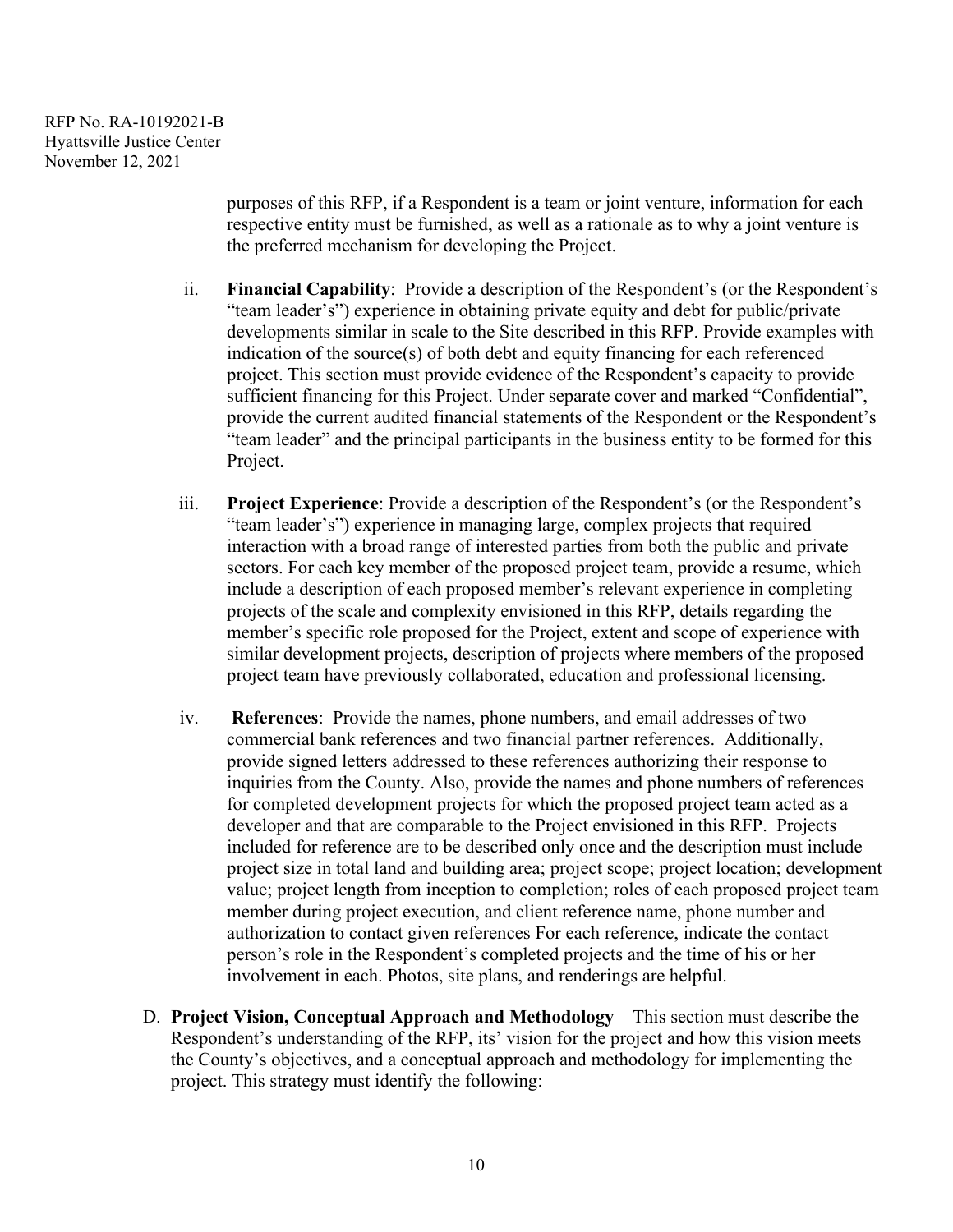purposes of this RFP, if a Respondent is a team or joint venture, information for each respective entity must be furnished, as well as a rationale as to why a joint venture is the preferred mechanism for developing the Project.

ii. **Financial Capability**: Provide a description of the Respondent's (or the Respondent's "team leader's") experience in obtaining private equity and debt for public/private developments similar in scale to the Site described in this RFP. Provide examples with indication of the source(s) of both debt and equity financing for each referenced project. This section must provide evidence of the Respondent's capacity to provide sufficient financing for this Project. Under separate cover and marked "Confidential", provide the current audited financial statements of the Respondent or the Respondent's "team leader" and the principal participants in the business entity to be formed for this Project.

iii. **Project Experience**: Provide a description of the Respondent's (or the Respondent's "team leader's") experience in managing large, complex projects that required interaction with a broad range of interested parties from both the public and private sectors. For each key member of the proposed project team, provide a resume, which include a description of each proposed member's relevant experience in completing projects of the scale and complexity envisioned in this RFP, details regarding the member's specific role proposed for the Project, extent and scope of experience with similar development projects, description of projects where members of the proposed project team have previously collaborated, education and professional licensing.

iv. **References**: Provide the names, phone numbers, and email addresses of two commercial bank references and two financial partner references. Additionally, provide signed letters addressed to these references authorizing their response to inquiries from the County. Also, provide the names and phone numbers of references for completed development projects for which the proposed project team acted as a developer and that are comparable to the Project envisioned in this RFP. Projects included for reference are to be described only once and the description must include project size in total land and building area; project scope; project location; development value; project length from inception to completion; roles of each proposed project team member during project execution, and client reference name, phone number and authorization to contact given references For each reference, indicate the contact person's role in the Respondent's completed projects and the time of his or her involvement in each. Photos, site plans, and renderings are helpful.

D. **Project Vision, Conceptual Approach and Methodology** – This section must describe the Respondent's understanding of the RFP, its' vision for the project and how this vision meets the County's objectives, and a conceptual approach and methodology for implementing the project. This strategy must identify the following: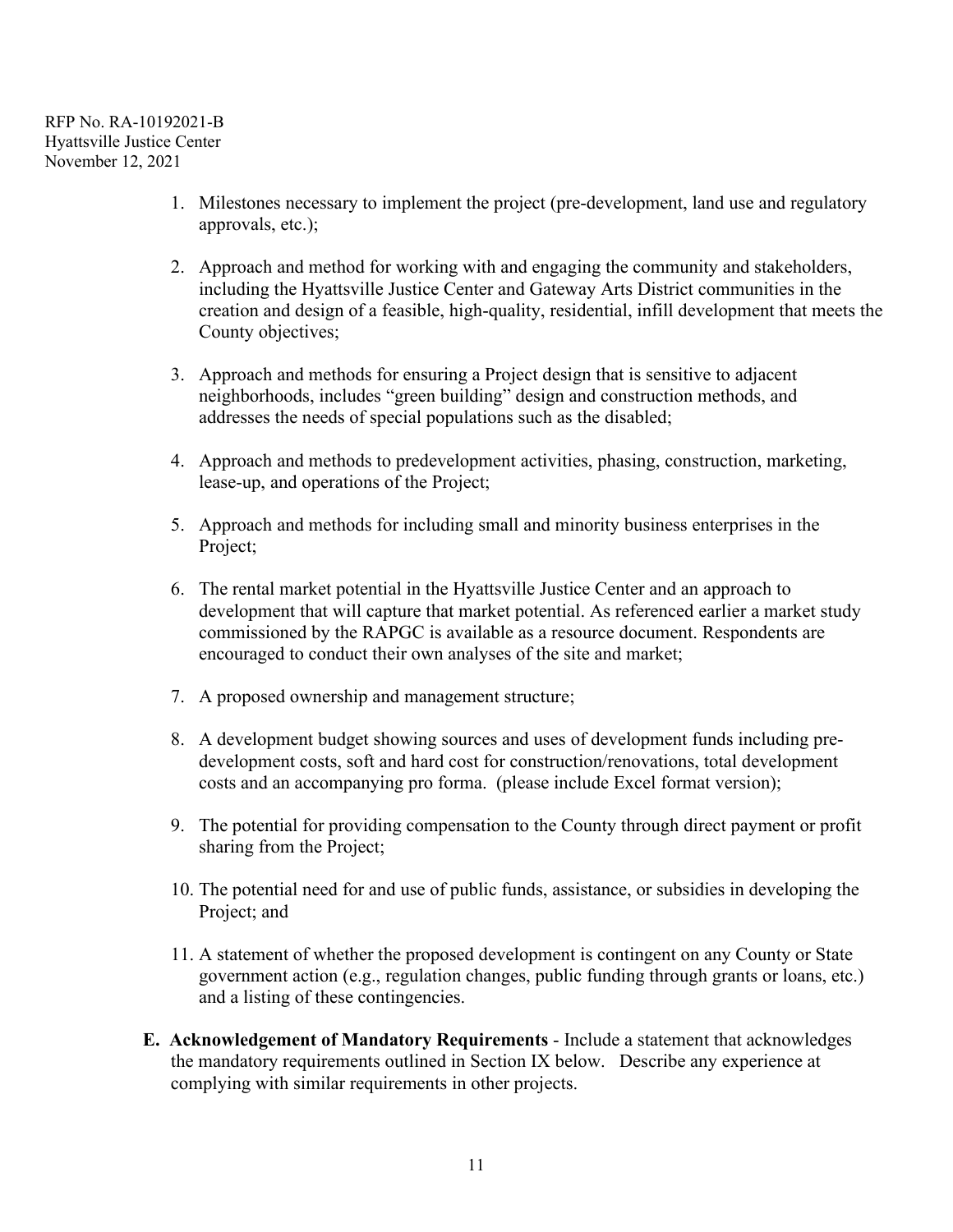1. Milestones necessary to implement the project (pre-development, land use and regulatory approvals, etc.);

2. Approach and method for working with and engaging the community and stakeholders, including the Hyattsville Justice Center and Gateway Arts District communities in the creation and design of a feasible, high-quality, residential, infill development that meets the County objectives;

3. Approach and methods for ensuring a Project design that is sensitive to adjacent neighborhoods, includes "green building" design and construction methods, and addresses the needs of special populations such as the disabled;

4. Approach and methods to predevelopment activities, phasing, construction, marketing, lease-up, and operations of the Project;

5. Approach and methods for including small and minority business enterprises in the Project;

6. The rental market potential in the Hyattsville Justice Center and an approach to development that will capture that market potential. As referenced earlier a market study commissioned by the RAPGC is available as a resource document. Respondents are encouraged to conduct their own analyses of the site and market;

7. A proposed ownership and management structure;

8. A development budget showing sources and uses of development funds including pre-development costs, soft and hard cost for construction/renovations, total development costs and an accompanying pro forma. (please include Excel format version);

9. The potential for providing compensation to the County through direct payment or profit sharing from the Project;

10. The potential need for and use of public funds, assistance, or subsidies in developing the Project; and

11. A statement of whether the proposed development is contingent on any County or State government action (e.g., regulation changes, public funding through grants or loans, etc.) and a listing of these contingencies.

**E. Acknowledgement of Mandatory Requirements** - Include a statement that acknowledges the mandatory requirements outlined in Section IX below. Describe any experience at complying with similar requirements in other projects.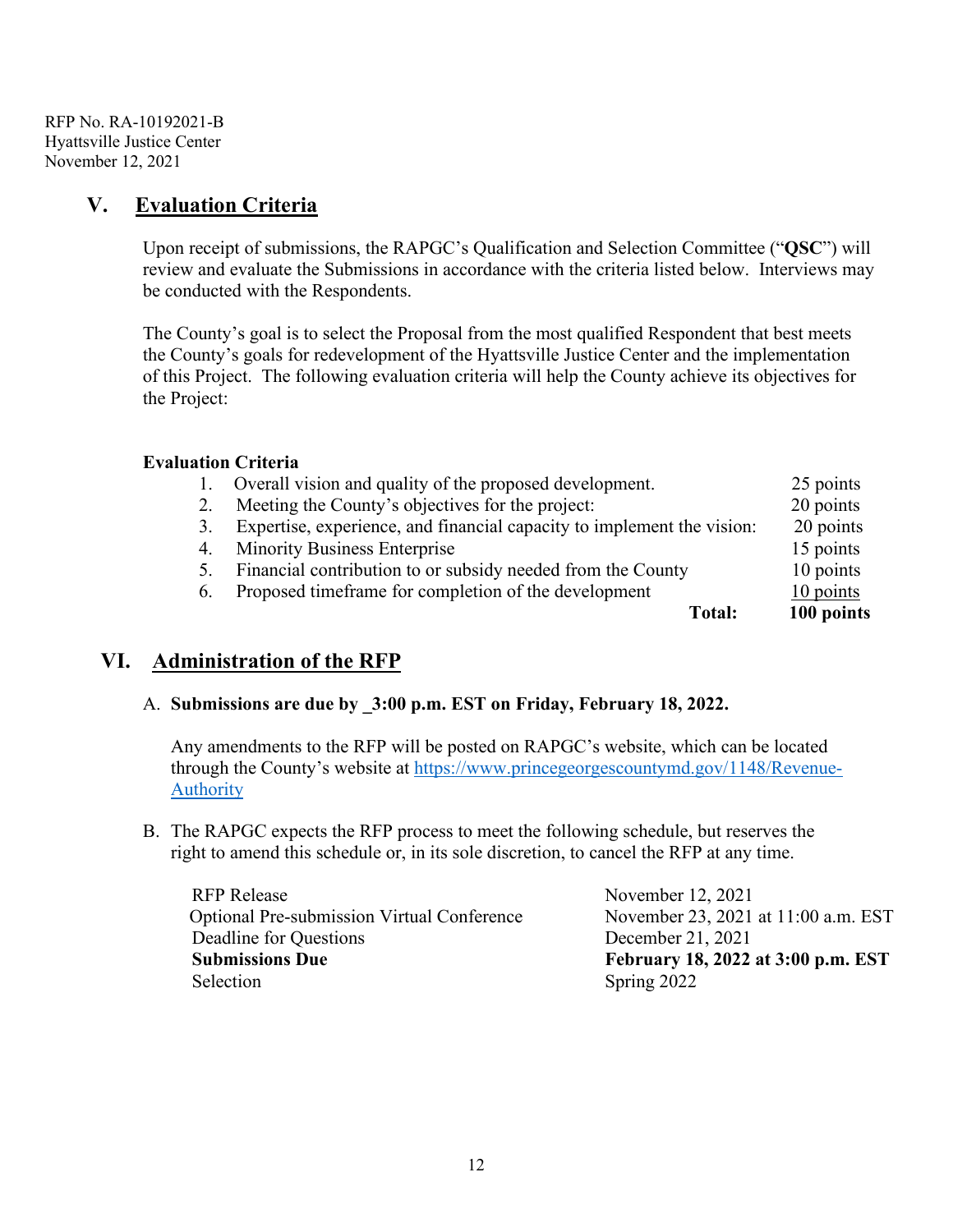RFP No. RA-10192021-B
Hyattsville Justice Center
November 12, 2021

## V. Evaluation Criteria

Upon receipt of submissions, the RAPGC's Qualification and Selection Committee ("**QSC**") will review and evaluate the Submissions in accordance with the criteria listed below. Interviews may be conducted with the Respondents.

The County's goal is to select the Proposal from the most qualified Respondent that best meets the County's goals for redevelopment of the Hyattsville Justice Center and the implementation of this Project. The following evaluation criteria will help the County achieve its objectives for the Project:

**Evaluation Criteria**

| | Criterion | Points |
|---|---|---|
| 1. | Overall vision and quality of the proposed development. | 25 points |
| 2. | Meeting the County's objectives for the project: | 20 points |
| 3. | Expertise, experience, and financial capacity to implement the vision: | 20 points |
| 4. | Minority Business Enterprise | 15 points |
| 5. | Financial contribution to or subsidy needed from the County | 10 points |
| 6. | Proposed timeframe for completion of the development | 10 points |
| | **Total:** | **100 points** |

## VI. Administration of the RFP

A. **Submissions are due by _3:00 p.m. EST on Friday, February 18, 2022.**

Any amendments to the RFP will be posted on RAPGC's website, which can be located through the County's website at https://www.princegeorgescountymd.gov/1148/Revenue-Authority

B. The RAPGC expects the RFP process to meet the following schedule, but reserves the right to amend this schedule or, in its sole discretion, to cancel the RFP at any time.

| | |
|---|---|
| RFP Release | November 12, 2021 |
| Optional Pre-submission Virtual Conference | November 23, 2021 at 11:00 a.m. EST |
| Deadline for Questions | December 21, 2021 |
| **Submissions Due** | **February 18, 2022 at 3:00 p.m. EST** |
| Selection | Spring 2022 |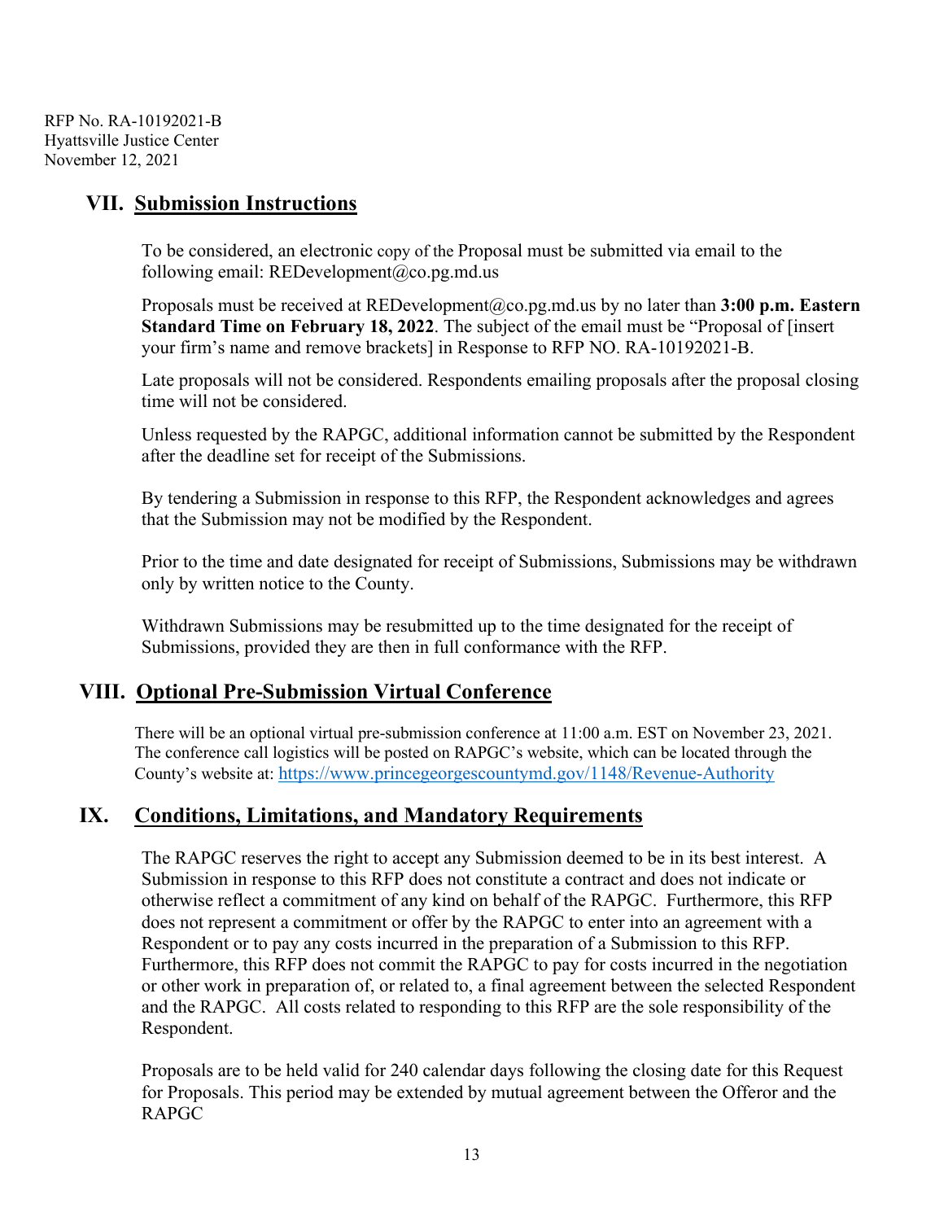RFP No. RA-10192021-B
Hyattsville Justice Center
November 12, 2021

## VII. Submission Instructions

To be considered, an electronic copy of the Proposal must be submitted via email to the following email: REDevelopment@co.pg.md.us

Proposals must be received at REDevelopment@co.pg.md.us by no later than **3:00 p.m. Eastern Standard Time on February 18, 2022**. The subject of the email must be "Proposal of [insert your firm's name and remove brackets] in Response to RFP NO. RA-10192021-B.

Late proposals will not be considered. Respondents emailing proposals after the proposal closing time will not be considered.

Unless requested by the RAPGC, additional information cannot be submitted by the Respondent after the deadline set for receipt of the Submissions.

By tendering a Submission in response to this RFP, the Respondent acknowledges and agrees that the Submission may not be modified by the Respondent.

Prior to the time and date designated for receipt of Submissions, Submissions may be withdrawn only by written notice to the County.

Withdrawn Submissions may be resubmitted up to the time designated for the receipt of Submissions, provided they are then in full conformance with the RFP.

## VIII. Optional Pre-Submission Virtual Conference

There will be an optional virtual pre-submission conference at 11:00 a.m. EST on November 23, 2021. The conference call logistics will be posted on RAPGC's website, which can be located through the County's website at: https://www.princegeorgescountymd.gov/1148/Revenue-Authority

## IX. Conditions, Limitations, and Mandatory Requirements

The RAPGC reserves the right to accept any Submission deemed to be in its best interest. A Submission in response to this RFP does not constitute a contract and does not indicate or otherwise reflect a commitment of any kind on behalf of the RAPGC. Furthermore, this RFP does not represent a commitment or offer by the RAPGC to enter into an agreement with a Respondent or to pay any costs incurred in the preparation of a Submission to this RFP. Furthermore, this RFP does not commit the RAPGC to pay for costs incurred in the negotiation or other work in preparation of, or related to, a final agreement between the selected Respondent and the RAPGC. All costs related to responding to this RFP are the sole responsibility of the Respondent.

Proposals are to be held valid for 240 calendar days following the closing date for this Request for Proposals. This period may be extended by mutual agreement between the Offeror and the RAPGC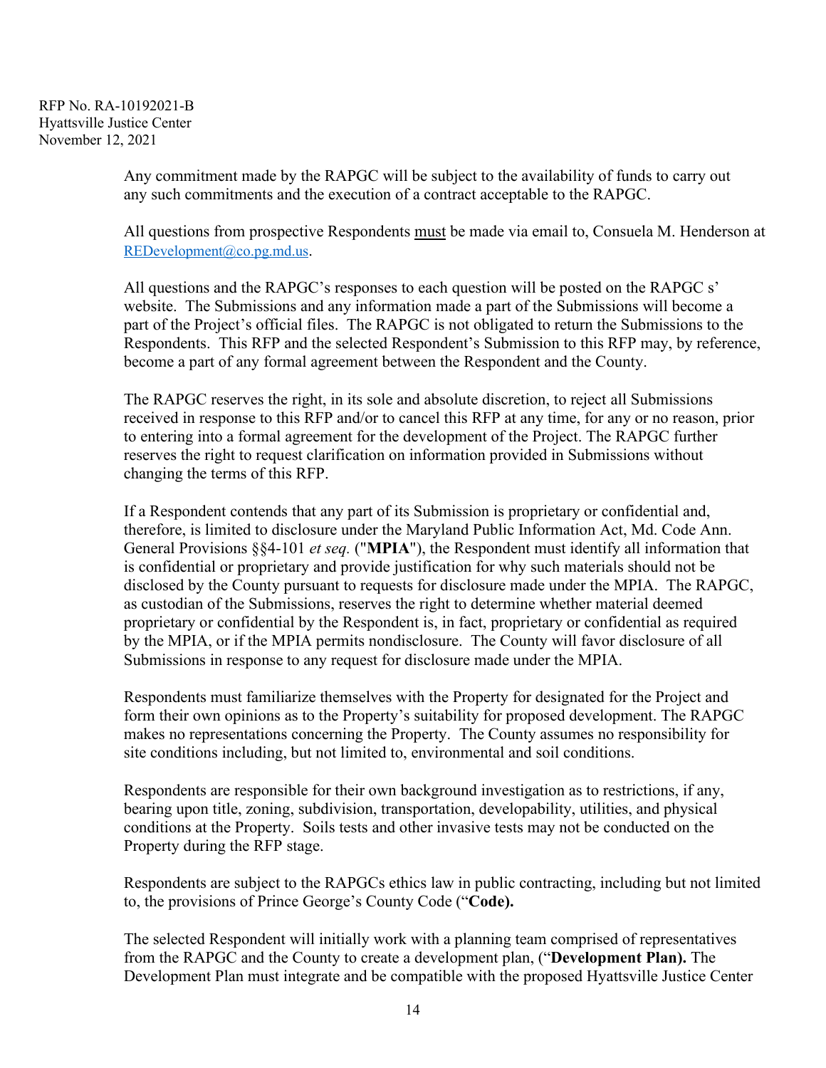Any commitment made by the RAPGC will be subject to the availability of funds to carry out any such commitments and the execution of a contract acceptable to the RAPGC.

All questions from prospective Respondents must be made via email to, Consuela M. Henderson at [REDevelopment@co.pg.md.us](mailto:REDevelopment@co.pg.md.us).

All questions and the RAPGC's responses to each question will be posted on the RAPGC s' website. The Submissions and any information made a part of the Submissions will become a part of the Project's official files. The RAPGC is not obligated to return the Submissions to the Respondents. This RFP and the selected Respondent's Submission to this RFP may, by reference, become a part of any formal agreement between the Respondent and the County.

The RAPGC reserves the right, in its sole and absolute discretion, to reject all Submissions received in response to this RFP and/or to cancel this RFP at any time, for any or no reason, prior to entering into a formal agreement for the development of the Project. The RAPGC further reserves the right to request clarification on information provided in Submissions without changing the terms of this RFP.

If a Respondent contends that any part of its Submission is proprietary or confidential and, therefore, is limited to disclosure under the Maryland Public Information Act, Md. Code Ann. General Provisions §§4-101 *et seq.* ("**MPIA**"), the Respondent must identify all information that is confidential or proprietary and provide justification for why such materials should not be disclosed by the County pursuant to requests for disclosure made under the MPIA. The RAPGC, as custodian of the Submissions, reserves the right to determine whether material deemed proprietary or confidential by the Respondent is, in fact, proprietary or confidential as required by the MPIA, or if the MPIA permits nondisclosure. The County will favor disclosure of all Submissions in response to any request for disclosure made under the MPIA.

Respondents must familiarize themselves with the Property for designated for the Project and form their own opinions as to the Property's suitability for proposed development. The RAPGC makes no representations concerning the Property. The County assumes no responsibility for site conditions including, but not limited to, environmental and soil conditions.

Respondents are responsible for their own background investigation as to restrictions, if any, bearing upon title, zoning, subdivision, transportation, developability, utilities, and physical conditions at the Property. Soils tests and other invasive tests may not be conducted on the Property during the RFP stage.

Respondents are subject to the RAPGCs ethics law in public contracting, including but not limited to, the provisions of Prince George's County Code ("**Code).**

The selected Respondent will initially work with a planning team comprised of representatives from the RAPGC and the County to create a development plan, ("**Development Plan).** The Development Plan must integrate and be compatible with the proposed Hyattsville Justice Center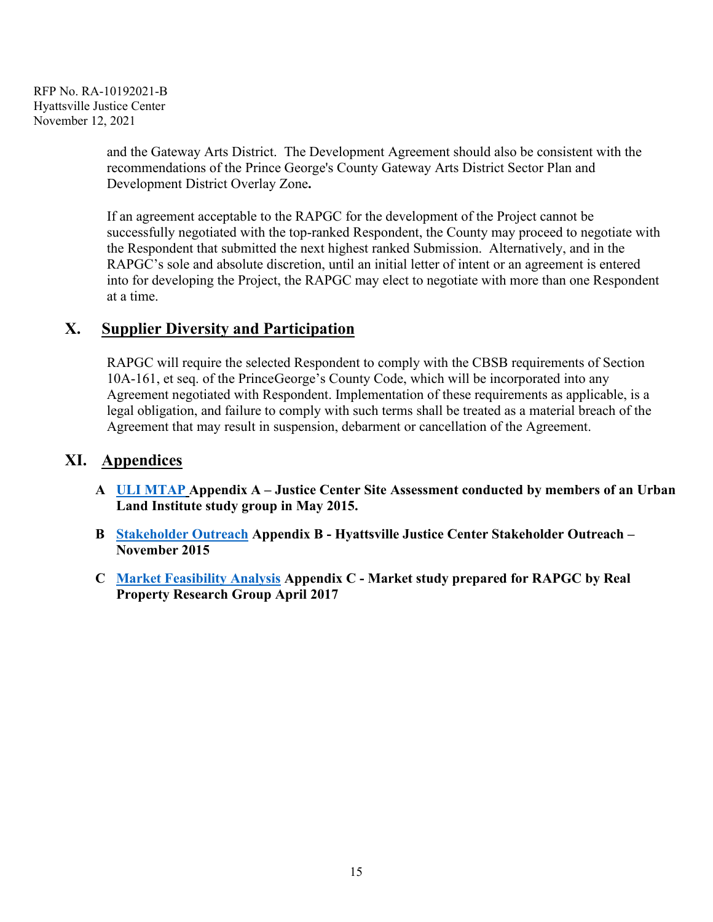and the Gateway Arts District. The Development Agreement should also be consistent with the recommendations of the Prince George's County Gateway Arts District Sector Plan and Development District Overlay Zone**.**

If an agreement acceptable to the RAPGC for the development of the Project cannot be successfully negotiated with the top-ranked Respondent, the County may proceed to negotiate with the Respondent that submitted the next highest ranked Submission. Alternatively, and in the RAPGC's sole and absolute discretion, until an initial letter of intent or an agreement is entered into for developing the Project, the RAPGC may elect to negotiate with more than one Respondent at a time.

## X. Supplier Diversity and Participation

RAPGC will require the selected Respondent to comply with the CBSB requirements of Section 10A-161, et seq. of the PrinceGeorge's County Code, which will be incorporated into any Agreement negotiated with Respondent. Implementation of these requirements as applicable, is a legal obligation, and failure to comply with such terms shall be treated as a material breach of the Agreement that may result in suspension, debarment or cancellation of the Agreement.

## XI. Appendices

**A** **ULI MTAP Appendix A – Justice Center Site Assessment conducted by members of an Urban Land Institute study group in May 2015.**

**B** **Stakeholder Outreach Appendix B - Hyattsville Justice Center Stakeholder Outreach – November 2015**

**C** **Market Feasibility Analysis Appendix C - Market study prepared for RAPGC by Real Property Research Group April 2017**